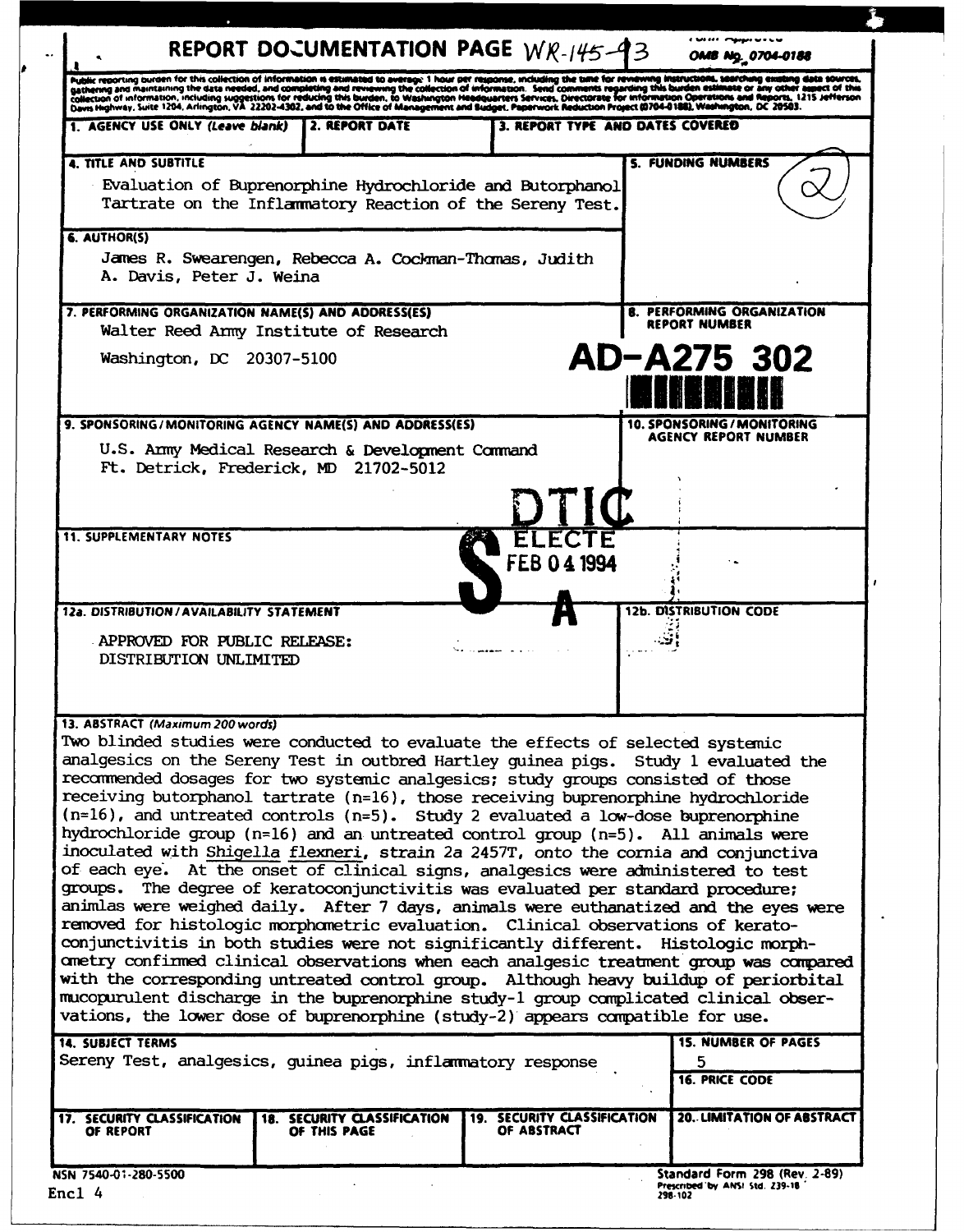# REPORT DOCUMENTATION PAGE WR-145-93

Form Approved
OMB No. 0704-0188

Public reporting burden for this collection of information is estimated to average 1 hour per response, including the time for reviewing instructions, searching existing data sources, gathering and maintaining the data needed, and completing and reviewing the collection of information. Send comments regarding this burden estimate or any other aspect of this collection of information, including suggestions for reducing this burden, to Washington Headquarters Services, Directorate for Information Operations and Reports, 1215 Jefferson Davis Highway, Suite 1204, Arlington, VA 22202-4302, and to the Office of Management and Budget, Paperwork Reduction Project (0704-0188), Washington, DC 20503.

| 1. AGENCY USE ONLY (Leave blank) | 2. REPORT DATE | 3. REPORT TYPE AND DATES COVERED |
|---|---|---|
| | | |

**4. TITLE AND SUBTITLE**

Evaluation of Buprenorphine Hydrochloride and Butorphanol Tartrate on the Inflammatory Reaction of the Sereny Test.

**5. FUNDING NUMBERS**

(2)

**6. AUTHOR(S)**

James R. Swearengen, Rebecca A. Cockman-Thomas, Judith A. Davis, Peter J. Weina

**7. PERFORMING ORGANIZATION NAME(S) AND ADDRESS(ES)**

Walter Reed Army Institute of Research
Washington, DC 20307-5100

**8. PERFORMING ORGANIZATION REPORT NUMBER**

AD-A275 302

**9. SPONSORING/MONITORING AGENCY NAME(S) AND ADDRESS(ES)**

U.S. Army Medical Research & Development Command
Ft. Detrick, Frederick, MD 21702-5012

**10. SPONSORING/MONITORING AGENCY REPORT NUMBER**

DTIC ELECTE FEB 04 1994 S A

**11. SUPPLEMENTARY NOTES**

**12a. DISTRIBUTION/AVAILABILITY STATEMENT**

APPROVED FOR PUBLIC RELEASE:
DISTRIBUTION UNLIMITED

**12b. DISTRIBUTION CODE**

**13. ABSTRACT (Maximum 200 words)**

Two blinded studies were conducted to evaluate the effects of selected systemic analgesics on the Sereny Test in outbred Hartley guinea pigs. Study 1 evaluated the recommended dosages for two systemic analgesics; study groups consisted of those receiving butorphanol tartrate (n=16), those receiving buprenorphine hydrochloride (n=16), and untreated controls (n=5). Study 2 evaluated a low-dose buprenorphine hydrochloride group (n=16) and an untreated control group (n=5). All animals were inoculated with Shigella flexneri, strain 2a 2457T, onto the cornia and conjunctiva of each eye. At the onset of clinical signs, analgesics were administered to test groups. The degree of keratoconjunctivitis was evaluated per standard procedure; animlas were weighed daily. After 7 days, animals were euthanatized and the eyes were removed for histologic morphometric evaluation. Clinical observations of keratoconjunctivitis in both studies were not significantly different. Histologic morphometry confirmed clinical observations when each analgesic treatment group was compared with the corresponding untreated control group. Although heavy buildup of periorbital mucopurulent discharge in the buprenorphine study-1 group complicated clinical observations, the lower dose of buprenorphine (study-2) appears compatible for use.

**14. SUBJECT TERMS**

Sereny Test, analgesics, guinea pigs, inflammatory response

**15. NUMBER OF PAGES**

5

**16. PRICE CODE**

| 17. SECURITY CLASSIFICATION OF REPORT | 18. SECURITY CLASSIFICATION OF THIS PAGE | 19. SECURITY CLASSIFICATION OF ABSTRACT | 20. LIMITATION OF ABSTRACT |
|---|---|---|---|
| | | | |

NSN 7540-01-280-5500

Standard Form 298 (Rev. 2-89)
Prescribed by ANSI Std. Z39-18
298-102

Encl 4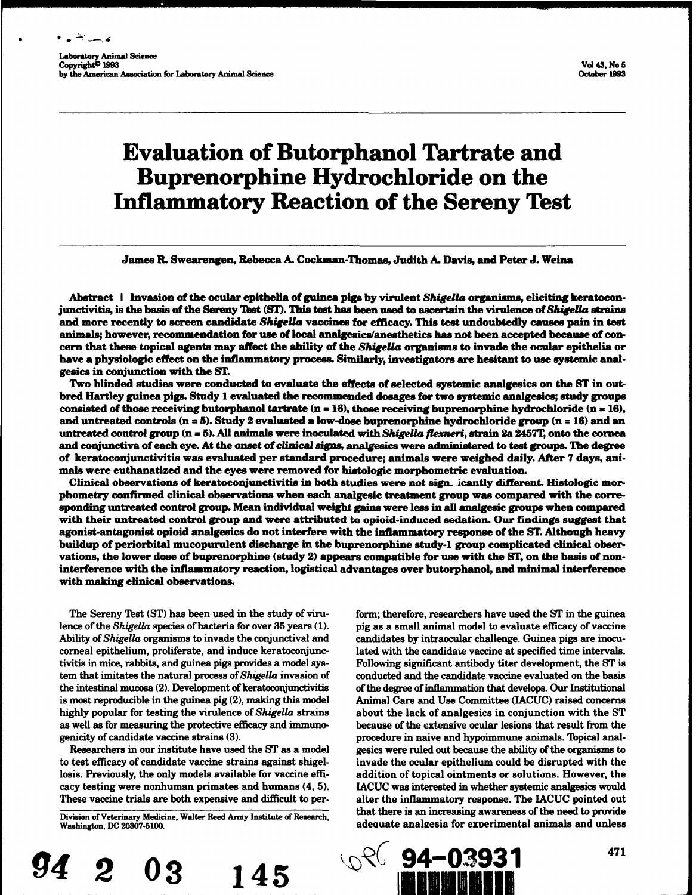# Evaluation of Butorphanol Tartrate and Buprenorphine Hydrochloride on the Inflammatory Reaction of the Sereny Test

**James R. Swearengen, Rebecca A. Cockman-Thomas, Judith A. Davis, and Peter J. Weina**

**Abstract | Invasion of the ocular epithelia of guinea pigs by virulent *Shigella* organisms, eliciting keratoconjunctivitis, is the basis of the Sereny Test (ST). This test has been used to ascertain the virulence of *Shigella* strains and more recently to screen candidate *Shigella* vaccines for efficacy. This test undoubtedly causes pain in test animals; however, recommendation for use of local analgesics/anesthetics has not been accepted because of concern that these topical agents may affect the ability of the *Shigella* organisms to invade the ocular epithelia or have a physiologic effect on the inflammatory process. Similarly, investigators are hesitant to use systemic analgesics in conjunction with the ST.**

**Two blinded studies were conducted to evaluate the effects of selected systemic analgesics on the ST in outbred Hartley guinea pigs. Study 1 evaluated the recommended dosages for two systemic analgesics; study groups consisted of those receiving butorphanol tartrate (n = 16), those receiving buprenorphine hydrochloride (n = 16), and untreated controls (n = 5). Study 2 evaluated a low-dose buprenorphine hydrochloride group (n = 16) and an untreated control group (n = 5). All animals were inoculated with *Shigella flexneri*, strain 2a 2457T, onto the cornea and conjunctiva of each eye. At the onset of *clinical signs*, analgesics were administered to test groups. The degree of keratoconjunctivitis was evaluated per standard procedure; animals were weighed daily. After 7 days, animals were euthanatized and the eyes were removed for histologic morphometric evaluation.**

**Clinical observations of keratoconjunctivitis in both studies were not significantly different. Histologic morphometry confirmed clinical observations when each analgesic treatment group was compared with the corresponding untreated control group. Mean individual weight gains were less in all analgesic groups when compared with their untreated control group and were attributed to opioid-induced sedation. Our findings suggest that agonist-antagonist opioid analgesics do not interfere with the inflammatory response of the ST. Although heavy buildup of periorbital mucopurulent discharge in the buprenorphine study-1 group complicated clinical observations, the lower dose of buprenorphine (study 2) appears compatible for use with the ST, on the basis of noninterference with the inflammatory reaction, logistical advantages over butorphanol, and minimal interference with making clinical observations.**

The Sereny Test (ST) has been used in the study of virulence of the *Shigella* species of bacteria for over 35 years (1). Ability of *Shigella* organisms to invade the conjunctival and corneal epithelium, proliferate, and induce keratoconjunctivitis in mice, rabbits, and guinea pigs provides a model system that imitates the natural process of *Shigella* invasion of the intestinal mucosa (2). Development of keratoconjunctivitis is most reproducible in the guinea pig (2), making this model highly popular for testing the virulence of *Shigella* strains as well as for measuring the protective efficacy and immunogenicity of candidate vaccine strains (3).

Researchers in our institute have used the ST as a model to test efficacy of candidate vaccine strains against shigellosis. Previously, the only models available for vaccine efficacy testing were nonhuman primates and humans (4, 5). These vaccine trials are both expensive and difficult to perform; therefore, researchers have used the ST in the guinea pig as a small animal model to evaluate efficacy of vaccine candidates by intraocular challenge. Guinea pigs are inoculated with the candidate vaccine at specified time intervals. Following significant antibody titer development, the ST is conducted and the candidate vaccine evaluated on the basis of the degree of inflammation that develops. Our Institutional Animal Care and Use Committee (IACUC) raised concerns about the lack of analgesics in conjunction with the ST because of the extensive ocular lesions that result from the procedure in naive and hypoimmune animals. Topical analgesics were ruled out because the ability of the organisms to invade the ocular epithelium could be disrupted with the addition of topical ointments or solutions. However, the IACUC was interested in whether systemic analgesics would alter the inflammatory response. The IACUC pointed out that there is an increasing awareness of the need to provide adequate analgesia for experimental animals and unless

Division of Veterinary Medicine, Walter Reed Army Institute of Research, Washington, DC 20307-5100.

94 2 03 145

94-03931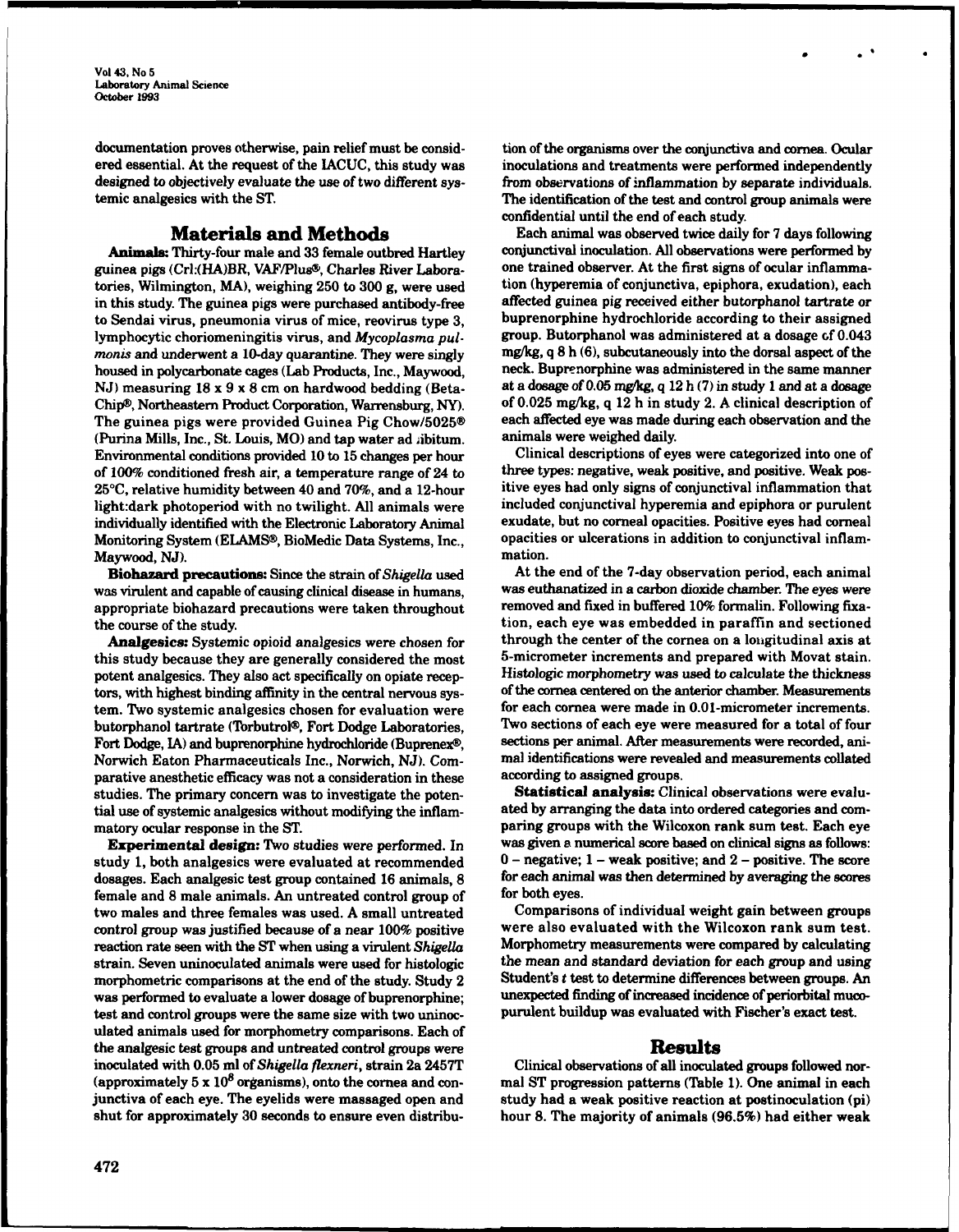documentation proves otherwise, pain relief must be considered essential. At the request of the IACUC, this study was designed to objectively evaluate the use of two different systemic analgesics with the ST.

## Materials and Methods

**Animals:** Thirty-four male and 33 female outbred Hartley guinea pigs (Crl:(HA)BR, VAF/Plus®, Charles River Laboratories, Wilmington, MA), weighing 250 to 300 g, were used in this study. The guinea pigs were purchased antibody-free to Sendai virus, pneumonia virus of mice, reovirus type 3, lymphocytic choriomeningitis virus, and *Mycoplasma pulmonis* and underwent a 10-day quarantine. They were singly housed in polycarbonate cages (Lab Products, Inc., Maywood, NJ) measuring 18 x 9 x 8 cm on hardwood bedding (Beta-Chip®, Northeastern Product Corporation, Warrensburg, NY). The guinea pigs were provided Guinea Pig Chow/5025® (Purina Mills, Inc., St. Louis, MO) and tap water ad libitum. Environmental conditions provided 10 to 15 changes per hour of 100% conditioned fresh air, a temperature range of 24 to 25°C, relative humidity between 40 and 70%, and a 12-hour light:dark photoperiod with no twilight. All animals were individually identified with the Electronic Laboratory Animal Monitoring System (ELAMS®, BioMedic Data Systems, Inc., Maywood, NJ).

**Biohazard precautions:** Since the strain of *Shigella* used was virulent and capable of causing clinical disease in humans, appropriate biohazard precautions were taken throughout the course of the study.

**Analgesics:** Systemic opioid analgesics were chosen for this study because they are generally considered the most potent analgesics. They also act specifically on opiate receptors, with highest binding affinity in the central nervous system. Two systemic analgesics chosen for evaluation were butorphanol tartrate (Torbutrol®, Fort Dodge Laboratories, Fort Dodge, IA) and buprenorphine hydrochloride (Buprenex®, Norwich Eaton Pharmaceuticals Inc., Norwich, NJ). Comparative anesthetic efficacy was not a consideration in these studies. The primary concern was to investigate the potential use of systemic analgesics without modifying the inflammatory ocular response in the ST.

**Experimental design:** Two studies were performed. In study 1, both analgesics were evaluated at recommended dosages. Each analgesic test group contained 16 animals, 8 female and 8 male animals. An untreated control group of two males and three females was used. A small untreated control group was justified because of a near 100% positive reaction rate seen with the ST when using a virulent *Shigella* strain. Seven uninoculated animals were used for histologic morphometric comparisons at the end of the study. Study 2 was performed to evaluate a lower dosage of buprenorphine; test and control groups were the same size with two uninoculated animals used for morphometry comparisons. Each of the analgesic test groups and untreated control groups were inoculated with 0.05 ml of *Shigella flexneri*, strain 2a 2457T (approximately $5 \times 10^8$ organisms), onto the cornea and conjunctiva of each eye. The eyelids were massaged open and shut for approximately 30 seconds to ensure even distribution of the organisms over the conjunctiva and cornea. Ocular inoculations and treatments were performed independently from observations of inflammation by separate individuals. The identification of the test and control group animals were confidential until the end of each study.

Each animal was observed twice daily for 7 days following conjunctival inoculation. All observations were performed by one trained observer. At the first signs of ocular inflammation (hyperemia of conjunctiva, epiphora, exudation), each affected guinea pig received either butorphanol tartrate or buprenorphine hydrochloride according to their assigned group. Butorphanol was administered at a dosage of 0.043 mg/kg, q 8 h (6), subcutaneously into the dorsal aspect of the neck. Buprenorphine was administered in the same manner at a dosage of 0.05 mg/kg, q 12 h (7) in study 1 and at a dosage of 0.025 mg/kg, q 12 h in study 2. A clinical description of each affected eye was made during each observation and the animals were weighed daily.

Clinical descriptions of eyes were categorized into one of three types: negative, weak positive, and positive. Weak positive eyes had only signs of conjunctival inflammation that included conjunctival hyperemia and epiphora or purulent exudate, but no corneal opacities. Positive eyes had corneal opacities or ulcerations in addition to conjunctival inflammation.

At the end of the 7-day observation period, each animal was euthanatized in a carbon dioxide chamber. The eyes were removed and fixed in buffered 10% formalin. Following fixation, each eye was embedded in paraffin and sectioned through the center of the cornea on a longitudinal axis at 5-micrometer increments and prepared with Movat stain. Histologic morphometry was used to calculate the thickness of the cornea centered on the anterior chamber. Measurements for each cornea were made in 0.01-micrometer increments. Two sections of each eye were measured for a total of four sections per animal. After measurements were recorded, animal identifications were revealed and measurements collated according to assigned groups.

**Statistical analysis:** Clinical observations were evaluated by arranging the data into ordered categories and comparing groups with the Wilcoxon rank sum test. Each eye was given a numerical score based on clinical signs as follows: 0 – negative; 1 – weak positive; and 2 – positive. The score for each animal was then determined by averaging the scores for both eyes.

Comparisons of individual weight gain between groups were also evaluated with the Wilcoxon rank sum test. Morphometry measurements were compared by calculating the mean and standard deviation for each group and using Student's *t* test to determine differences between groups. An unexpected finding of increased incidence of periorbital mucopurulent buildup was evaluated with Fischer's exact test.

## Results

Clinical observations of all inoculated groups followed normal ST progression patterns (Table 1). One animal in each study had a weak positive reaction at postinoculation (pi) hour 8. The majority of animals (96.5%) had either weak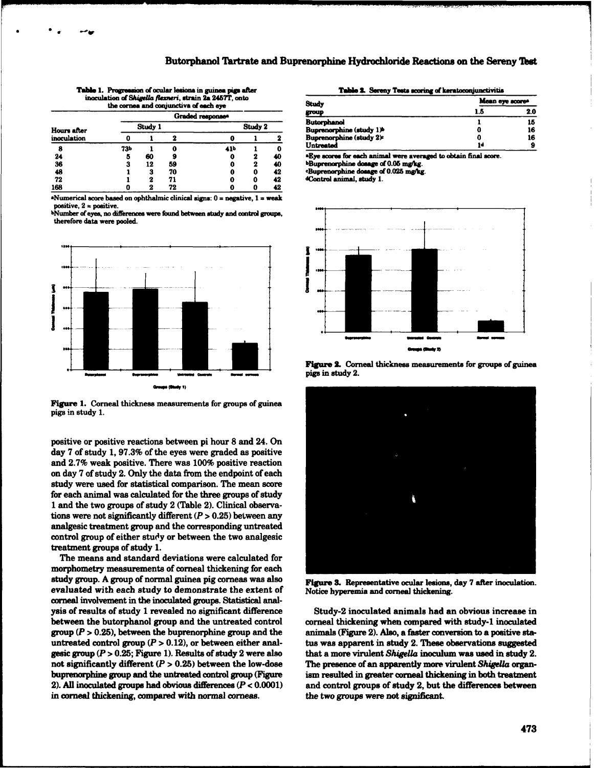**Table 1.** Progression of ocular lesions in guinea pigs after inoculation of *Shigella flexneri*, strain 2a 2457T, onto the cornea and conjunctiva of each eye

| Hours after inoculation | Graded response[a] | | | | | |
|---|---|---|---|---|---|---|
| | Study 1 | | | Study 2 | | |
| | 0 | 1 | 2 | 0 | 1 | 2 |
| 8 | 73[b] | 1 | 0 | 41[b] | 1 | 0 |
| 24 | 5 | 60 | 9 | 0 | 2 | 40 |
| 36 | 3 | 12 | 59 | 0 | 2 | 40 |
| 48 | 1 | 3 | 70 | 0 | 0 | 42 |
| 72 | 1 | 2 | 71 | 0 | 0 | 42 |
| 168 | 0 | 2 | 72 | 0 | 0 | 42 |

[a]Numerical score based on ophthalmic clinical signs: 0 = negative, 1 = weak positive, 2 = positive.
[b]Number of eyes, no differences were found between study and control groups, therefore data were pooled.

**Table 2.** Sereny Tests scoring of keratoconjunctivitis

| Study group | Mean eye score[a] | |
|---|---|---|
| | 1.5 | 2.0 |
| Butorphanol | 1 | 15 |
| Buprenorphine (study 1)[b] | 0 | 16 |
| Buprenorphine (study 2)[c] | 0 | 16 |
| Untreated | 1[d] | 9 |

[a]Eye scores for each animal were averaged to obtain final score.
[b]Buprenorphine dosage of 0.05 mg/kg.
[c]Buprenorphine dosage of 0.025 mg/kg.
[d]Control animal, study 1.

**Figure 1.** Corneal thickness measurements for groups of guinea pigs in study 1.

**Figure 2.** Corneal thickness measurements for groups of guinea pigs in study 2.

**Figure 3.** Representative ocular lesions, day 7 after inoculation. Notice hyperemia and corneal thickening.

positive or positive reactions between pi hour 8 and 24. On day 7 of study 1, 97.3% of the eyes were graded as positive and 2.7% weak positive. There was 100% positive reaction on day 7 of study 2. Only the data from the endpoint of each study were used for statistical comparison. The mean score for each animal was calculated for the three groups of study 1 and the two groups of study 2 (Table 2). Clinical observations were not significantly different ($P > 0.25$) between any analgesic treatment group and the corresponding untreated control group of either study or between the two analgesic treatment groups of study 1.

The means and standard deviations were calculated for morphometry measurements of corneal thickening for each study group. A group of normal guinea pig corneas was also evaluated with each study to demonstrate the extent of corneal involvement in the inoculated groups. Statistical analysis of results of study 1 revealed no significant difference between the butorphanol group and the untreated control group ($P > 0.25$), between the buprenorphine group and the untreated control group ($P > 0.12$), or between either analgesic group ($P > 0.25$; Figure 1). Results of study 2 were also not significantly different ($P > 0.25$) between the low-dose buprenorphine group and the untreated control group (Figure 2). All inoculated groups had obvious differences ($P < 0.0001$) in corneal thickening, compared with normal corneas.

Study-2 inoculated animals had an obvious increase in corneal thickening when compared with study-1 inoculated animals (Figure 2). Also, a faster conversion to a positive status was apparent in study 2. These observations suggested that a more virulent *Shigella* inoculum was used in study 2. The presence of an apparently more virulent *Shigella* organism resulted in greater corneal thickening in both treatment and control groups of study 2, but the differences between the two groups were not significant.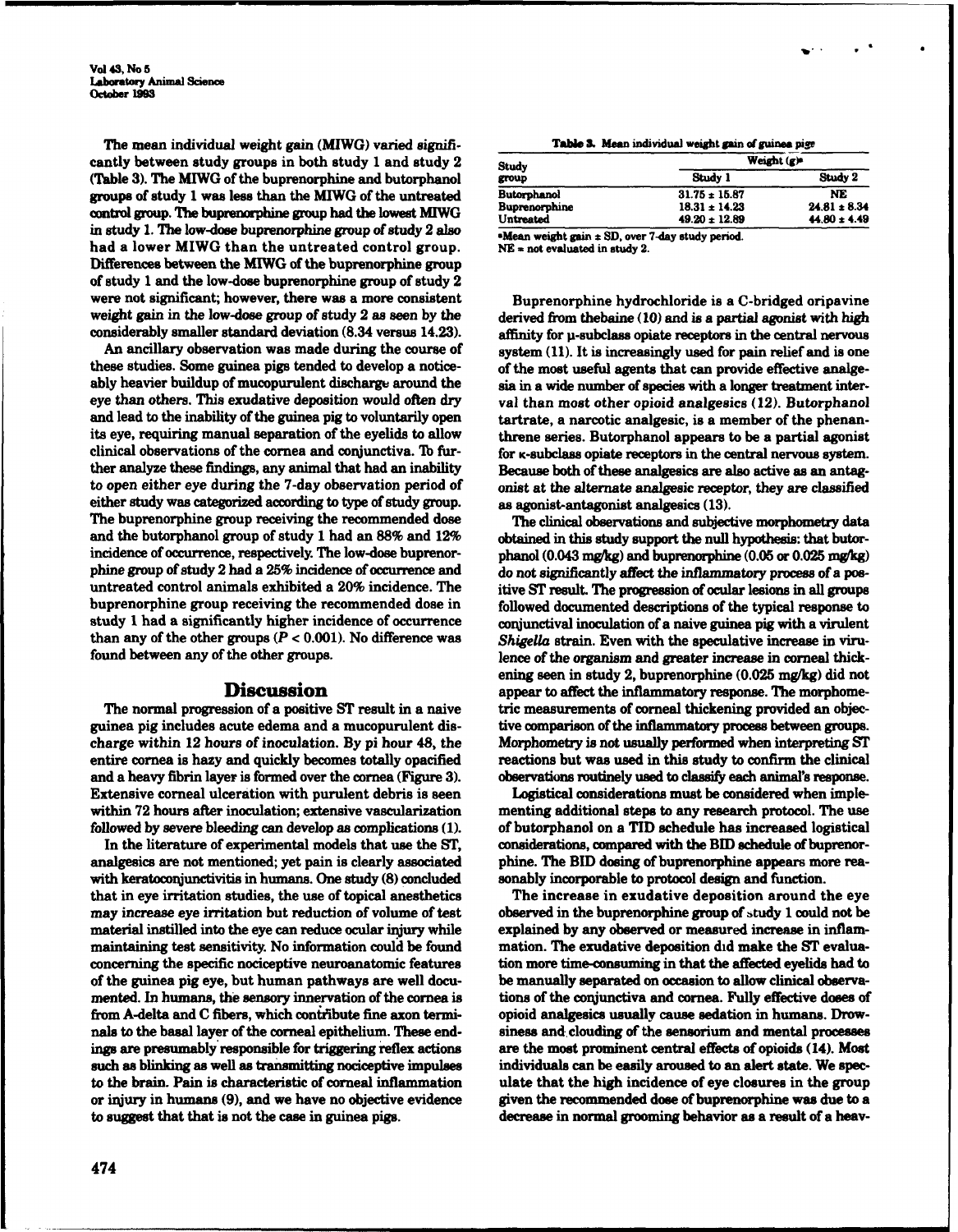The mean individual weight gain (MIWG) varied significantly between study groups in both study 1 and study 2 (Table 3). The MIWG of the buprenorphine and butorphanol groups of study 1 was less than the MIWG of the untreated control group. The buprenorphine group had the lowest MIWG in study 1. The low-dose buprenorphine group of study 2 also had a lower MIWG than the untreated control group. Differences between the MIWG of the buprenorphine group of study 1 and the low-dose buprenorphine group of study 2 were not significant; however, there was a more consistent weight gain in the low-dose group of study 2 as seen by the considerably smaller standard deviation (8.34 versus 14.23).

An ancillary observation was made during the course of these studies. Some guinea pigs tended to develop a noticeably heavier buildup of mucopurulent discharge around the eye than others. This exudative deposition would often dry and lead to the inability of the guinea pig to voluntarily open its eye, requiring manual separation of the eyelids to allow clinical observations of the cornea and conjunctiva. To further analyze these findings, any animal that had an inability to open either eye during the 7-day observation period of either study was categorized according to type of study group. The buprenorphine group receiving the recommended dose and the butorphanol group of study 1 had an 88% and 12% incidence of occurrence, respectively. The low-dose buprenorphine group of study 2 had a 25% incidence of occurrence and untreated control animals exhibited a 20% incidence. The buprenorphine group receiving the recommended dose in study 1 had a significantly higher incidence of occurrence than any of the other groups ($P < 0.001$). No difference was found between any of the other groups.

**Table 3.** Mean individual weight gain of guinea pigs

| Study group | Weight (g)[a] | |
|---|---|---|
| | Study 1 | Study 2 |
| Butorphanol | 31.75 ± 15.87 | NE |
| Buprenorphine | 18.31 ± 14.23 | 24.81 ± 8.34 |
| Untreated | 49.20 ± 12.89 | 44.80 ± 4.49 |

[a]Mean weight gain ± SD, over 7-day study period.
NE = not evaluated in study 2.

## Discussion

The normal progression of a positive ST result in a naive guinea pig includes acute edema and a mucopurulent discharge within 12 hours of inoculation. By pi hour 48, the entire cornea is hazy and quickly becomes totally opacified and a heavy fibrin layer is formed over the cornea (Figure 3). Extensive corneal ulceration with purulent debris is seen within 72 hours after inoculation; extensive vascularization followed by severe bleeding can develop as complications (1).

In the literature of experimental models that use the ST, analgesics are not mentioned; yet pain is clearly associated with keratoconjunctivitis in humans. One study (8) concluded that in eye irritation studies, the use of topical anesthetics may increase eye irritation but reduction of volume of test material instilled into the eye can reduce ocular injury while maintaining test sensitivity. No information could be found concerning the specific nociceptive neuroanatomic features of the guinea pig eye, but human pathways are well documented. In humans, the sensory innervation of the cornea is from A-delta and C fibers, which contribute fine axon terminals to the basal layer of the corneal epithelium. These endings are presumably responsible for triggering reflex actions such as blinking as well as transmitting nociceptive impulses to the brain. Pain is characteristic of corneal inflammation or injury in humans (9), and we have no objective evidence to suggest that that is not the case in guinea pigs.

Buprenorphine hydrochloride is a C-bridged oripavine derived from thebaine (10) and is a partial agonist with high affinity for μ-subclass opiate receptors in the central nervous system (11). It is increasingly used for pain relief and is one of the most useful agents that can provide effective analgesia in a wide number of species with a longer treatment interval than most other opioid analgesics (12). Butorphanol tartrate, a narcotic analgesic, is a member of the phenanthrene series. Butorphanol appears to be a partial agonist for κ-subclass opiate receptors in the central nervous system. Because both of these analgesics are also active as an antagonist at the alternate analgesic receptor, they are classified as agonist-antagonist analgesics (13).

The clinical observations and subjective morphometry data obtained in this study support the null hypothesis: that butorphanol (0.043 mg/kg) and buprenorphine (0.05 or 0.025 mg/kg) do not significantly affect the inflammatory process of a positive ST result. The progression of ocular lesions in all groups followed documented descriptions of the typical response to conjunctival inoculation of a naive guinea pig with a virulent *Shigella* strain. Even with the speculative increase in virulence of the organism and greater increase in corneal thickening seen in study 2, buprenorphine (0.025 mg/kg) did not appear to affect the inflammatory response. The morphometric measurements of corneal thickening provided an objective comparison of the inflammatory process between groups. Morphometry is not usually performed when interpreting ST reactions but was used in this study to confirm the clinical observations routinely used to classify each animal's response.

Logistical considerations must be considered when implementing additional steps to any research protocol. The use of butorphanol on a TID schedule has increased logistical considerations, compared with the BID schedule of buprenorphine. The BID dosing of buprenorphine appears more reasonably incorporable to protocol design and function.

The increase in exudative deposition around the eye observed in the buprenorphine group of study 1 could not be explained by any observed or measured increase in inflammation. The exudative deposition did make the ST evaluation more time-consuming in that the affected eyelids had to be manually separated on occasion to allow clinical observations of the conjunctiva and cornea. Fully effective doses of opioid analgesics usually cause sedation in humans. Drowsiness and clouding of the sensorium and mental processes are the most prominent central effects of opioids (14). Most individuals can be easily aroused to an alert state. We speculate that the high incidence of eye closures in the group given the recommended dose of buprenorphine was due to a decrease in normal grooming behavior as a result of a heav-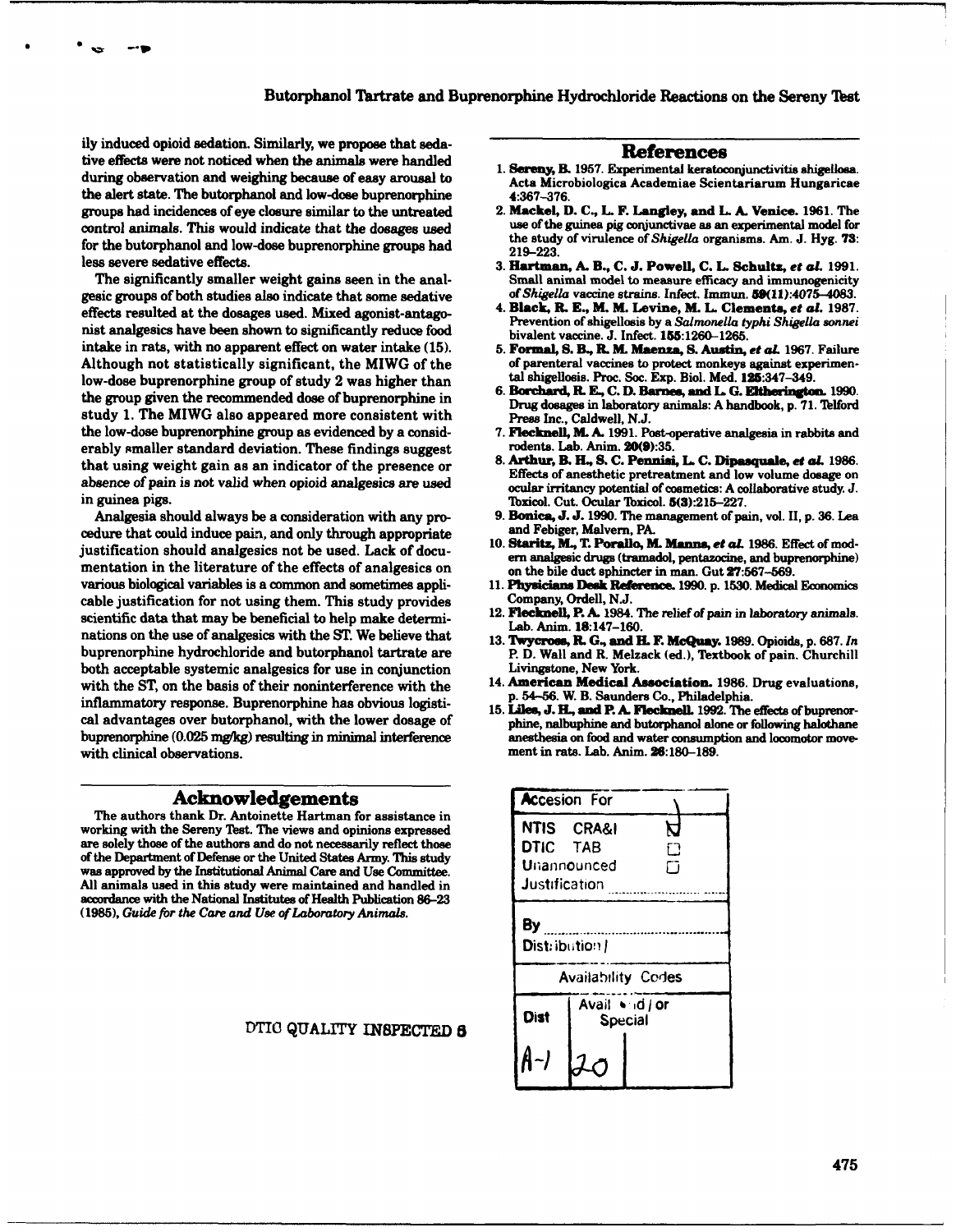ily induced opioid sedation. Similarly, we propose that sedative effects were not noticed when the animals were handled during observation and weighing because of easy arousal to the alert state. The butorphanol and low-dose buprenorphine groups had incidences of eye closure similar to the untreated control animals. This would indicate that the dosages used for the butorphanol and low-dose buprenorphine groups had less severe sedative effects.

The significantly smaller weight gains seen in the analgesic groups of both studies also indicate that some sedative effects resulted at the dosages used. Mixed agonist-antagonist analgesics have been shown to significantly reduce food intake in rats, with no apparent effect on water intake (15). Although not statistically significant, the MIWG of the low-dose buprenorphine group of study 2 was higher than the group given the recommended dose of buprenorphine in study 1. The MIWG also appeared more consistent with the low-dose buprenorphine group as evidenced by a considerably smaller standard deviation. These findings suggest that using weight gain as an indicator of the presence or absence of pain is not valid when opioid analgesics are used in guinea pigs.

Analgesia should always be a consideration with any procedure that could induce pain, and only through appropriate justification should analgesics not be used. Lack of documentation in the literature of the effects of analgesics on various biological variables is a common and sometimes applicable justification for not using them. This study provides scientific data that may be beneficial to help make determinations on the use of analgesics with the ST. We believe that buprenorphine hydrochloride and butorphanol tartrate are both acceptable systemic analgesics for use in conjunction with the ST, on the basis of their noninterference with the inflammatory response. Buprenorphine has obvious logistical advantages over butorphanol, with the lower dosage of buprenorphine (0.025 mg/kg) resulting in minimal interference with clinical observations.

## Acknowledgements

The authors thank Dr. Antoinette Hartman for assistance in working with the Sereny Test. The views and opinions expressed are solely those of the authors and do not necessarily reflect those of the Department of Defense or the United States Army. This study was approved by the Institutional Animal Care and Use Committee. All animals used in this study were maintained and handled in accordance with the National Institutes of Health Publication 86-23 (1985), *Guide for the Care and Use of Laboratory Animals.*

## References

1. **Sereny, B.** 1957. Experimental keratoconjunctivitis shigellosa. Acta Microbiologica Academiae Scientariarum Hungaricae 4:367–376.
2. **Mackel, D. C., L. F. Langley, and L. A. Venice.** 1961. The use of the guinea pig conjunctivae as an experimental model for the study of virulence of *Shigella* organisms. Am. J. Hyg. **73**: 219–223.
3. **Hartman, A. B., C. J. Powell, C. L. Schultz, *et al.*** 1991. Small animal model to measure efficacy and immunogenicity of *Shigella* vaccine strains. Infect. Immun. **59**(11):4075–4083.
4. **Black, R. E., M. M. Levine, M. L. Clements, *et al.*** 1987. Prevention of shigellosis by a *Salmonella typhi Shigella sonnei* bivalent vaccine. J. Infect. **155**:1260–1265.
5. **Formal, S. B., R. M. Maenza, S. Austin, *et al.*** 1967. Failure of parenteral vaccines to protect monkeys against experimental shigellosis. Proc. Soc. Exp. Biol. Med. **125**:347–349.
6. **Borchard, R. E., C. D. Barnes, and L. G. Eltherington.** 1990. Drug dosages in laboratory animals: A handbook, p. 71. Telford Press Inc., Caldwell, N.J.
7. **Flecknell, M. A.** 1991. Post-operative analgesia in rabbits and rodents. Lab. Anim. **20**(9):35.
8. **Arthur, B. H., S. C. Pennisi, L. C. Dipasquale, *et al.*** 1986. Effects of anesthetic pretreatment and low volume dosage on ocular irritancy potential of cosmetics: A collaborative study. J. Toxicol. Cut. Ocular Toxicol. **5**(3):215–227.
9. **Bonica, J. J.** 1990. The management of pain, vol. II, p. 36. Lea and Febiger, Malvern, PA.
10. **Staritz, M., T. Poralla, M. Manns, *et al.*** 1986. Effect of modern analgesic drugs (tramadol, pentazocine, and buprenorphine) on the bile duct sphincter in man. Gut **27**:567–569.
11. **Physicians Desk Reference.** 1990. p. 1530. Medical Economics Company, Ordell, N.J.
12. **Flecknell, P. A.** 1984. The relief of pain in laboratory animals. Lab. Anim. **18**:147–160.
13. **Twycross, R. G., and H. F. McQuay.** 1989. Opioids, p. 687. *In* P. D. Wall and R. Melzack (ed.), Textbook of pain. Churchill Livingstone, New York.
14. **American Medical Association.** 1986. Drug evaluations, p. 54–56. W. B. Saunders Co., Philadelphia.
15. **Liles, J. H., and P. A. Flecknell.** 1992. The effects of buprenorphine, nalbuphine and butorphanol alone or following halothane anesthesia on food and water consumption and locomotor movement in rats. Lab. Anim. **26**:180–189.

DTIC QUALITY INSPECTED 8

| Accesion For | |
|---|---|
| NTIS CRA&I | ☑ |
| DTIC TAB | ☐ |
| Unannounced | ☐ |
| Justification | |
| By | |
| Distribution / | |
| Availability Codes | |
| Dist | Avail and / or Special |
| A-1 | 20 |